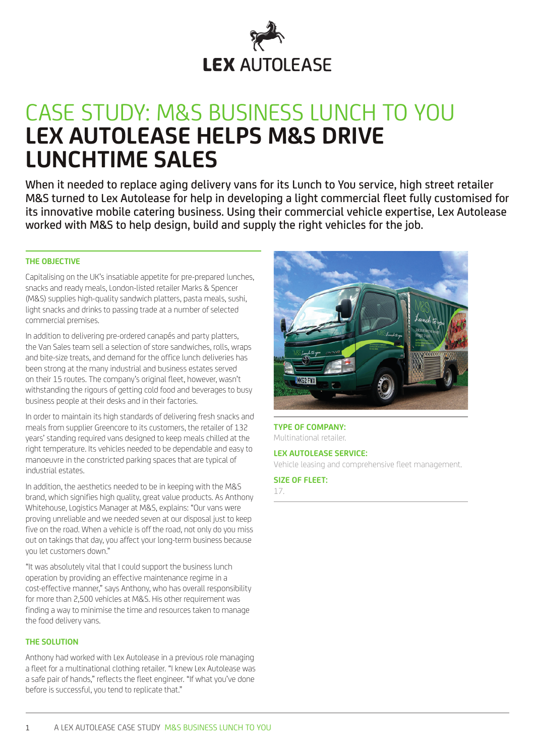# LEX AUTOLEASE

# CASE STUDY: M&S BUSINESS LUNCH TO YOU
# LEX AUTOLEASE HELPS M&S DRIVE LUNCHTIME SALES

When it needed to replace aging delivery vans for its Lunch to You service, high street retailer M&S turned to Lex Autolease for help in developing a light commercial fleet fully customised for its innovative mobile catering business. Using their commercial vehicle expertise, Lex Autolease worked with M&S to help design, build and supply the right vehicles for the job.

## THE OBJECTIVE

Capitalising on the UK's insatiable appetite for pre-prepared lunches, snacks and ready meals, London-listed retailer Marks & Spencer (M&S) supplies high-quality sandwich platters, pasta meals, sushi, light snacks and drinks to passing trade at a number of selected commercial premises.

In addition to delivering pre-ordered canapés and party platters, the Van Sales team sell a selection of store sandwiches, rolls, wraps and bite-size treats, and demand for the office lunch deliveries has been strong at the many industrial and business estates served on their 15 routes. The company's original fleet, however, wasn't withstanding the rigours of getting cold food and beverages to busy business people at their desks and in their factories.

In order to maintain its high standards of delivering fresh snacks and meals from supplier Greencore to its customers, the retailer of 132 years' standing required vans designed to keep meals chilled at the right temperature. Its vehicles needed to be dependable and easy to manoeuvre in the constricted parking spaces that are typical of industrial estates.

In addition, the aesthetics needed to be in keeping with the M&S brand, which signifies high quality, great value products. As Anthony Whitehouse, Logistics Manager at M&S, explains: "Our vans were proving unreliable and we needed seven at our disposal just to keep five on the road. When a vehicle is off the road, not only do you miss out on takings that day, you affect your long-term business because you let customers down."

"It was absolutely vital that I could support the business lunch operation by providing an effective maintenance regime in a cost-effective manner," says Anthony, who has overall responsibility for more than 2,500 vehicles at M&S. His other requirement was finding a way to minimise the time and resources taken to manage the food delivery vans.

## THE SOLUTION

Anthony had worked with Lex Autolease in a previous role managing a fleet for a multinational clothing retailer. "I knew Lex Autolease was a safe pair of hands," reflects the fleet engineer. "If what you've done before is successful, you tend to replicate that."

**TYPE OF COMPANY:**
Multinational retailer.

**LEX AUTOLEASE SERVICE:**
Vehicle leasing and comprehensive fleet management.

**SIZE OF FLEET:**
17.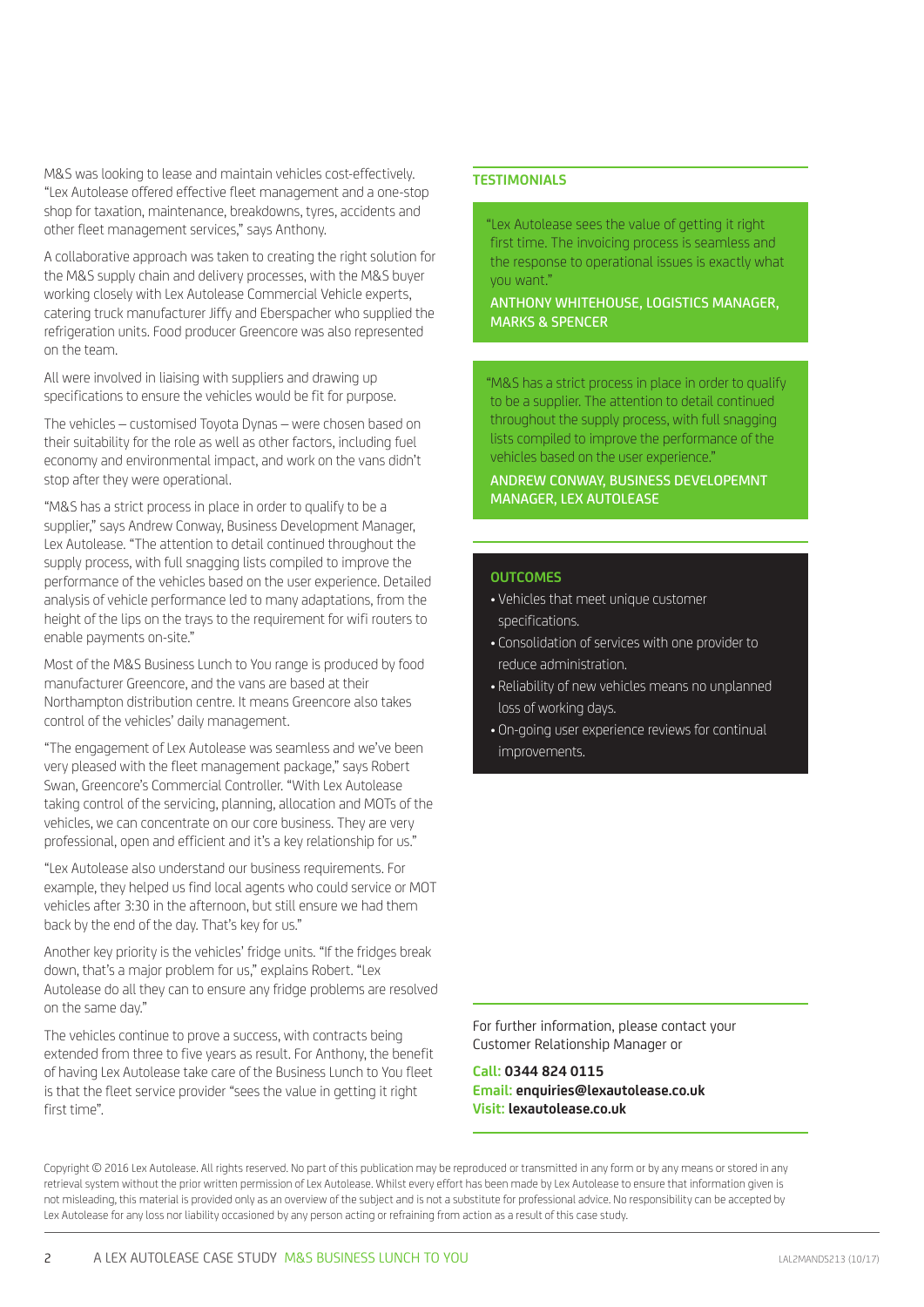M&S was looking to lease and maintain vehicles cost-effectively. "Lex Autolease offered effective fleet management and a one-stop shop for taxation, maintenance, breakdowns, tyres, accidents and other fleet management services," says Anthony.

A collaborative approach was taken to creating the right solution for the M&S supply chain and delivery processes, with the M&S buyer working closely with Lex Autolease Commercial Vehicle experts, catering truck manufacturer Jiffy and Eberspacher who supplied the refrigeration units. Food producer Greencore was also represented on the team.

All were involved in liaising with suppliers and drawing up specifications to ensure the vehicles would be fit for purpose.

The vehicles – customised Toyota Dynas – were chosen based on their suitability for the role as well as other factors, including fuel economy and environmental impact, and work on the vans didn't stop after they were operational.

"M&S has a strict process in place in order to qualify to be a supplier," says Andrew Conway, Business Development Manager, Lex Autolease. "The attention to detail continued throughout the supply process, with full snagging lists compiled to improve the performance of the vehicles based on the user experience. Detailed analysis of vehicle performance led to many adaptations, from the height of the lips on the trays to the requirement for wifi routers to enable payments on-site."

Most of the M&S Business Lunch to You range is produced by food manufacturer Greencore, and the vans are based at their Northampton distribution centre. It means Greencore also takes control of the vehicles' daily management.

"The engagement of Lex Autolease was seamless and we've been very pleased with the fleet management package," says Robert Swan, Greencore's Commercial Controller. "With Lex Autolease taking control of the servicing, planning, allocation and MOTs of the vehicles, we can concentrate on our core business. They are very professional, open and efficient and it's a key relationship for us."

"Lex Autolease also understand our business requirements. For example, they helped us find local agents who could service or MOT vehicles after 3:30 in the afternoon, but still ensure we had them back by the end of the day. That's key for us."

Another key priority is the vehicles' fridge units. "If the fridges break down, that's a major problem for us," explains Robert. "Lex Autolease do all they can to ensure any fridge problems are resolved on the same day."

The vehicles continue to prove a success, with contracts being extended from three to five years as result. For Anthony, the benefit of having Lex Autolease take care of the Business Lunch to You fleet is that the fleet service provider "sees the value in getting it right first time".

## TESTIMONIALS

"Lex Autolease sees the value of getting it right first time. The invoicing process is seamless and the response to operational issues is exactly what you want."

ANTHONY WHITEHOUSE, LOGISTICS MANAGER, MARKS & SPENCER

"M&S has a strict process in place in order to qualify to be a supplier. The attention to detail continued throughout the supply process, with full snagging lists compiled to improve the performance of the vehicles based on the user experience."

ANDREW CONWAY, BUSINESS DEVELOPEMNT MANAGER, LEX AUTOLEASE

## OUTCOMES

- Vehicles that meet unique customer specifications.
- Consolidation of services with one provider to reduce administration.
- Reliability of new vehicles means no unplanned loss of working days.
- On-going user experience reviews for continual improvements.

For further information, please contact your Customer Relationship Manager or

**Call:** **0344 824 0115**
**Email:** **enquiries@lexautolease.co.uk**
**Visit:** **lexautolease.co.uk**

Copyright © 2016 Lex Autolease. All rights reserved. No part of this publication may be reproduced or transmitted in any form or by any means or stored in any retrieval system without the prior written permission of Lex Autolease. Whilst every effort has been made by Lex Autolease to ensure that information given is not misleading, this material is provided only as an overview of the subject and is not a substitute for professional advice. No responsibility can be accepted by Lex Autolease for any loss nor liability occasioned by any person acting or refraining from action as a result of this case study.

LAL2MANDS213 (10/17)